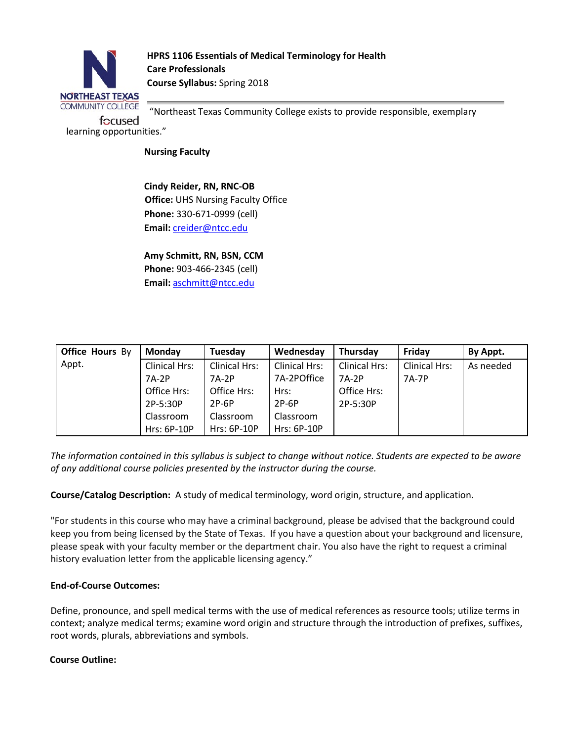**HPRS 1106 Essentials of Medical Terminology for Health Care Professionals**
**Course Syllabus:** Spring 2018

"Northeast Texas Community College exists to provide responsible, exemplary focused learning opportunities."

**Nursing Faculty**

**Cindy Reider, RN, RNC-OB**
**Office:** UHS Nursing Faculty Office
**Phone:** 330-671-0999 (cell)
**Email:** creider@ntcc.edu

**Amy Schmitt, RN, BSN, CCM**
**Phone:** 903-466-2345 (cell)
**Email:** aschmitt@ntcc.edu

| Office Hours By Appt. | Monday | Tuesday | Wednesday | Thursday | Friday | By Appt. |
|---|---|---|---|---|---|---|
| | Clinical Hrs: 7A-2P Office Hrs: 2P-5:30P Classroom Hrs: 6P-10P | Clinical Hrs: 7A-2P Office Hrs: 2P-6P Classroom Hrs: 6P-10P | Clinical Hrs: 7A-2POffice Hrs: 2P-6P Classroom Hrs: 6P-10P | Clinical Hrs: 7A-2P Office Hrs: 2P-5:30P | Clinical Hrs: 7A-7P | As needed |

*The information contained in this syllabus is subject to change without notice. Students are expected to be aware of any additional course policies presented by the instructor during the course.*

**Course/Catalog Description:** A study of medical terminology, word origin, structure, and application.

"For students in this course who may have a criminal background, please be advised that the background could keep you from being licensed by the State of Texas. If you have a question about your background and licensure, please speak with your faculty member or the department chair. You also have the right to request a criminal history evaluation letter from the applicable licensing agency."

**End-of-Course Outcomes:**

Define, pronounce, and spell medical terms with the use of medical references as resource tools; utilize terms in context; analyze medical terms; examine word origin and structure through the introduction of prefixes, suffixes, root words, plurals, abbreviations and symbols.

**Course Outline:**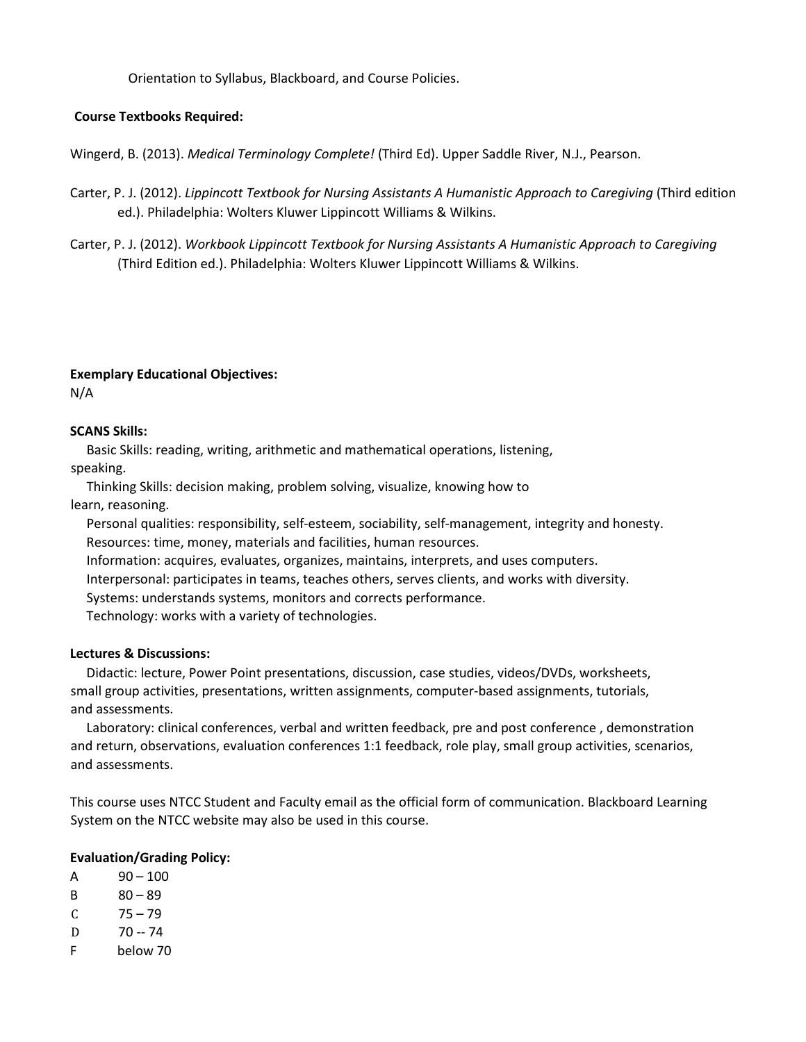Orientation to Syllabus, Blackboard, and Course Policies.

**Course Textbooks Required:**

Wingerd, B. (2013). *Medical Terminology Complete!* (Third Ed). Upper Saddle River, N.J., Pearson.

Carter, P. J. (2012). *Lippincott Textbook for Nursing Assistants A Humanistic Approach to Caregiving* (Third edition ed.). Philadelphia: Wolters Kluwer Lippincott Williams & Wilkins.

Carter, P. J. (2012). *Workbook Lippincott Textbook for Nursing Assistants A Humanistic Approach to Caregiving* (Third Edition ed.). Philadelphia: Wolters Kluwer Lippincott Williams & Wilkins.

**Exemplary Educational Objectives:**
N/A

**SCANS Skills:**

Basic Skills: reading, writing, arithmetic and mathematical operations, listening, speaking.

Thinking Skills: decision making, problem solving, visualize, knowing how to learn, reasoning.

Personal qualities: responsibility, self-esteem, sociability, self-management, integrity and honesty.

Resources: time, money, materials and facilities, human resources.

Information: acquires, evaluates, organizes, maintains, interprets, and uses computers.

Interpersonal: participates in teams, teaches others, serves clients, and works with diversity.

Systems: understands systems, monitors and corrects performance.

Technology: works with a variety of technologies.

**Lectures & Discussions:**

Didactic: lecture, Power Point presentations, discussion, case studies, videos/DVDs, worksheets, small group activities, presentations, written assignments, computer-based assignments, tutorials, and assessments.

Laboratory: clinical conferences, verbal and written feedback, pre and post conference , demonstration and return, observations, evaluation conferences 1:1 feedback, role play, small group activities, scenarios, and assessments.

This course uses NTCC Student and Faculty email as the official form of communication. Blackboard Learning System on the NTCC website may also be used in this course.

**Evaluation/Grading Policy:**

| | |
|---|---|
| A | 90 – 100 |
| B | 80 – 89 |
| C | 75 – 79 |
| D | 70 -- 74 |
| F | below 70 |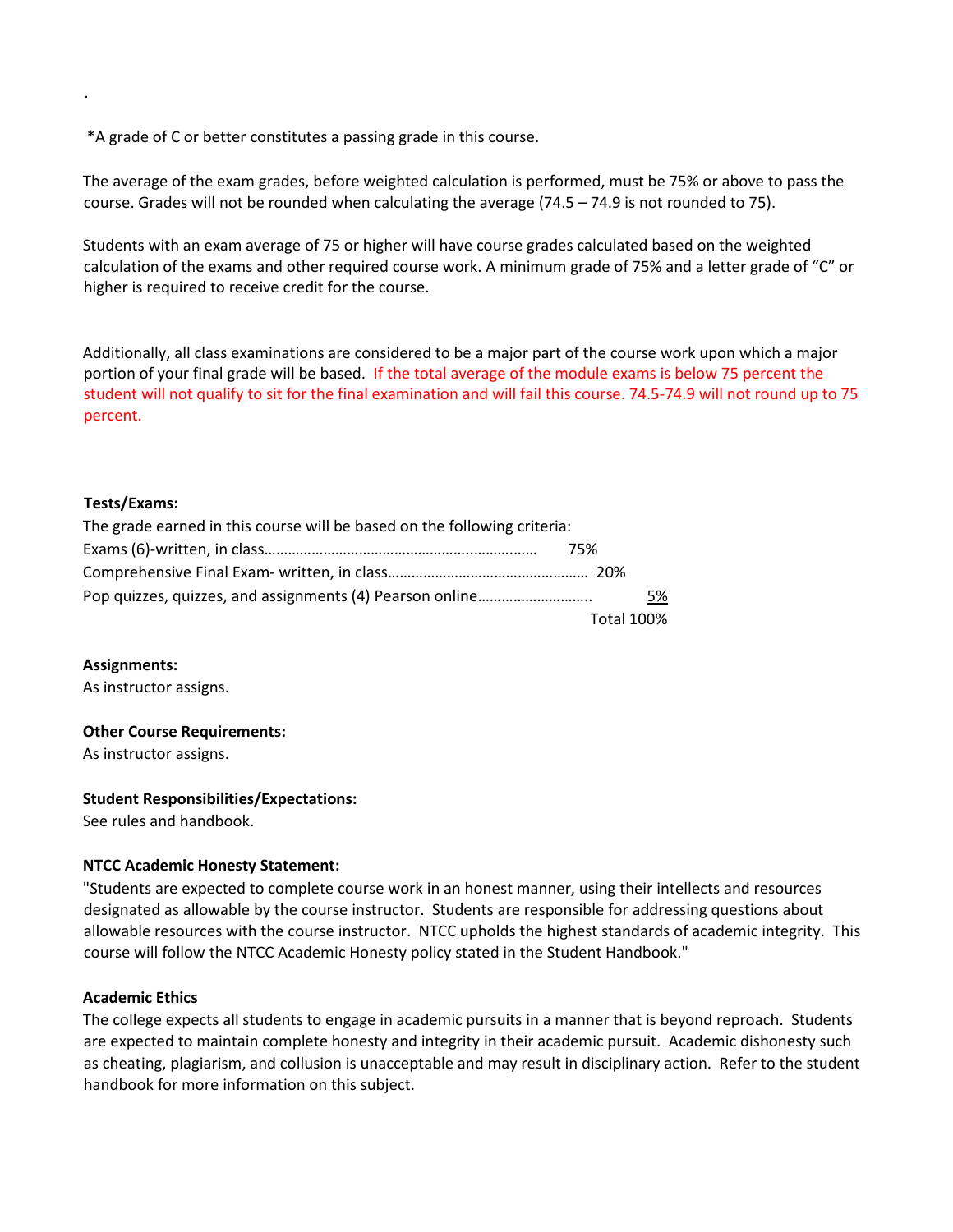.

*A grade of C or better constitutes a passing grade in this course.

The average of the exam grades, before weighted calculation is performed, must be 75% or above to pass the course. Grades will not be rounded when calculating the average (74.5 – 74.9 is not rounded to 75).

Students with an exam average of 75 or higher will have course grades calculated based on the weighted calculation of the exams and other required course work. A minimum grade of 75% and a letter grade of "C" or higher is required to receive credit for the course.

Additionally, all class examinations are considered to be a major part of the course work upon which a major portion of your final grade will be based. If the total average of the module exams is below 75 percent the student will not qualify to sit for the final examination and will fail this course. 74.5-74.9 will not round up to 75 percent.

**Tests/Exams:**

The grade earned in this course will be based on the following criteria:

| | |
|---|---|
| Exams (6)-written, in class…………………………………………………… | 75% |
| Comprehensive Final Exam- written, in class…………………………………………… | 20% |
| Pop quizzes, quizzes, and assignments (4) Pearson online……………………….. | 5% |
| | Total 100% |

**Assignments:**
As instructor assigns.

**Other Course Requirements:**
As instructor assigns.

**Student Responsibilities/Expectations:**
See rules and handbook.

**NTCC Academic Honesty Statement:**
"Students are expected to complete course work in an honest manner, using their intellects and resources designated as allowable by the course instructor. Students are responsible for addressing questions about allowable resources with the course instructor. NTCC upholds the highest standards of academic integrity. This course will follow the NTCC Academic Honesty policy stated in the Student Handbook."

**Academic Ethics**
The college expects all students to engage in academic pursuits in a manner that is beyond reproach. Students are expected to maintain complete honesty and integrity in their academic pursuit. Academic dishonesty such as cheating, plagiarism, and collusion is unacceptable and may result in disciplinary action. Refer to the student handbook for more information on this subject.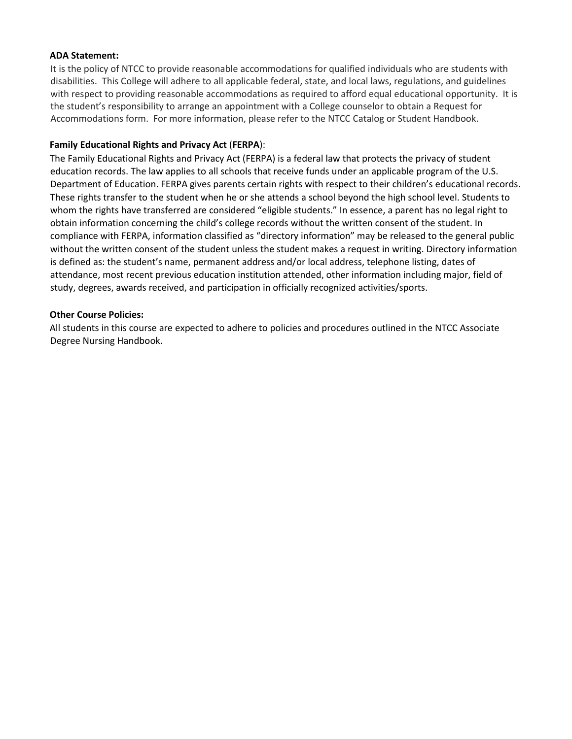**ADA Statement:**

It is the policy of NTCC to provide reasonable accommodations for qualified individuals who are students with disabilities. This College will adhere to all applicable federal, state, and local laws, regulations, and guidelines with respect to providing reasonable accommodations as required to afford equal educational opportunity. It is the student's responsibility to arrange an appointment with a College counselor to obtain a Request for Accommodations form. For more information, please refer to the NTCC Catalog or Student Handbook.

**Family Educational Rights and Privacy Act** (**FERPA**):

The Family Educational Rights and Privacy Act (FERPA) is a federal law that protects the privacy of student education records. The law applies to all schools that receive funds under an applicable program of the U.S. Department of Education. FERPA gives parents certain rights with respect to their children's educational records. These rights transfer to the student when he or she attends a school beyond the high school level. Students to whom the rights have transferred are considered "eligible students." In essence, a parent has no legal right to obtain information concerning the child's college records without the written consent of the student. In compliance with FERPA, information classified as "directory information" may be released to the general public without the written consent of the student unless the student makes a request in writing. Directory information is defined as: the student's name, permanent address and/or local address, telephone listing, dates of attendance, most recent previous education institution attended, other information including major, field of study, degrees, awards received, and participation in officially recognized activities/sports.

**Other Course Policies:**

All students in this course are expected to adhere to policies and procedures outlined in the NTCC Associate Degree Nursing Handbook.